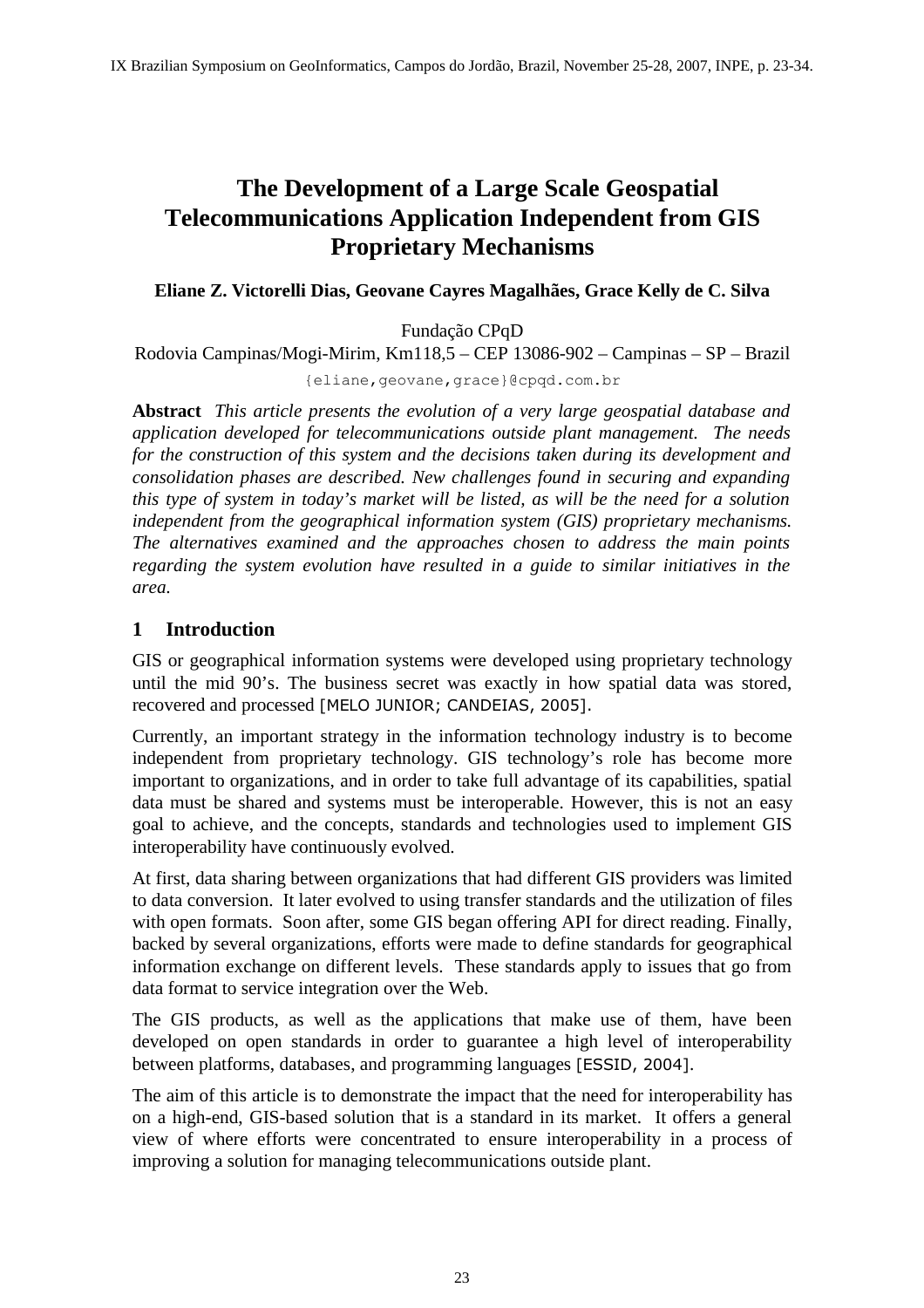# The Development of a Large Scale Geospatial Telecommunications Application Independent from GIS Proprietary Mechanisms

**Eliane Z. Victorelli Dias, Geovane Cayres Magalhães, Grace Kelly de C. Silva**

Fundação CPqD

Rodovia Campinas/Mogi-Mirim, Km118,5 – CEP 13086-902 – Campinas – SP – Brazil

{eliane,geovane,grace}@cpqd.com.br

**Abstract** *This article presents the evolution of a very large geospatial database and application developed for telecommunications outside plant management. The needs for the construction of this system and the decisions taken during its development and consolidation phases are described. New challenges found in securing and expanding this type of system in today's market will be listed, as will be the need for a solution independent from the geographical information system (GIS) proprietary mechanisms. The alternatives examined and the approaches chosen to address the main points regarding the system evolution have resulted in a guide to similar initiatives in the area.*

## 1 Introduction

GIS or geographical information systems were developed using proprietary technology until the mid 90's. The business secret was exactly in how spatial data was stored, recovered and processed [MELO JUNIOR; CANDEIAS, 2005].

Currently, an important strategy in the information technology industry is to become independent from proprietary technology. GIS technology's role has become more important to organizations, and in order to take full advantage of its capabilities, spatial data must be shared and systems must be interoperable. However, this is not an easy goal to achieve, and the concepts, standards and technologies used to implement GIS interoperability have continuously evolved.

At first, data sharing between organizations that had different GIS providers was limited to data conversion. It later evolved to using transfer standards and the utilization of files with open formats. Soon after, some GIS began offering API for direct reading. Finally, backed by several organizations, efforts were made to define standards for geographical information exchange on different levels. These standards apply to issues that go from data format to service integration over the Web.

The GIS products, as well as the applications that make use of them, have been developed on open standards in order to guarantee a high level of interoperability between platforms, databases, and programming languages [ESSID, 2004].

The aim of this article is to demonstrate the impact that the need for interoperability has on a high-end, GIS-based solution that is a standard in its market. It offers a general view of where efforts were concentrated to ensure interoperability in a process of improving a solution for managing telecommunications outside plant.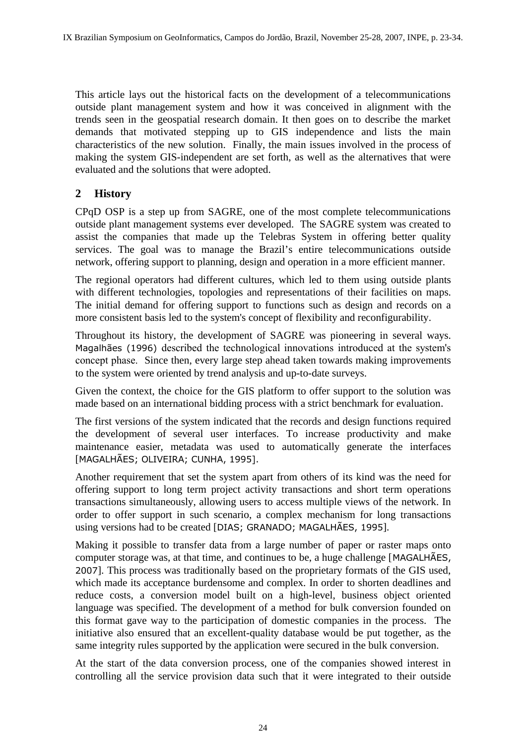This article lays out the historical facts on the development of a telecommunications outside plant management system and how it was conceived in alignment with the trends seen in the geospatial research domain. It then goes on to describe the market demands that motivated stepping up to GIS independence and lists the main characteristics of the new solution. Finally, the main issues involved in the process of making the system GIS-independent are set forth, as well as the alternatives that were evaluated and the solutions that were adopted.

## 2 History

CPqD OSP is a step up from SAGRE, one of the most complete telecommunications outside plant management systems ever developed. The SAGRE system was created to assist the companies that made up the Telebras System in offering better quality services. The goal was to manage the Brazil's entire telecommunications outside network, offering support to planning, design and operation in a more efficient manner.

The regional operators had different cultures, which led to them using outside plants with different technologies, topologies and representations of their facilities on maps. The initial demand for offering support to functions such as design and records on a more consistent basis led to the system's concept of flexibility and reconfigurability.

Throughout its history, the development of SAGRE was pioneering in several ways. Magalhães (1996) described the technological innovations introduced at the system's concept phase. Since then, every large step ahead taken towards making improvements to the system were oriented by trend analysis and up-to-date surveys.

Given the context, the choice for the GIS platform to offer support to the solution was made based on an international bidding process with a strict benchmark for evaluation.

The first versions of the system indicated that the records and design functions required the development of several user interfaces. To increase productivity and make maintenance easier, metadata was used to automatically generate the interfaces [MAGALHÃES; OLIVEIRA; CUNHA, 1995].

Another requirement that set the system apart from others of its kind was the need for offering support to long term project activity transactions and short term operations transactions simultaneously, allowing users to access multiple views of the network. In order to offer support in such scenario, a complex mechanism for long transactions using versions had to be created [DIAS; GRANADO; MAGALHÃES, 1995].

Making it possible to transfer data from a large number of paper or raster maps onto computer storage was, at that time, and continues to be, a huge challenge [MAGALHÃES, 2007]. This process was traditionally based on the proprietary formats of the GIS used, which made its acceptance burdensome and complex. In order to shorten deadlines and reduce costs, a conversion model built on a high-level, business object oriented language was specified. The development of a method for bulk conversion founded on this format gave way to the participation of domestic companies in the process. The initiative also ensured that an excellent-quality database would be put together, as the same integrity rules supported by the application were secured in the bulk conversion.

At the start of the data conversion process, one of the companies showed interest in controlling all the service provision data such that it were integrated to their outside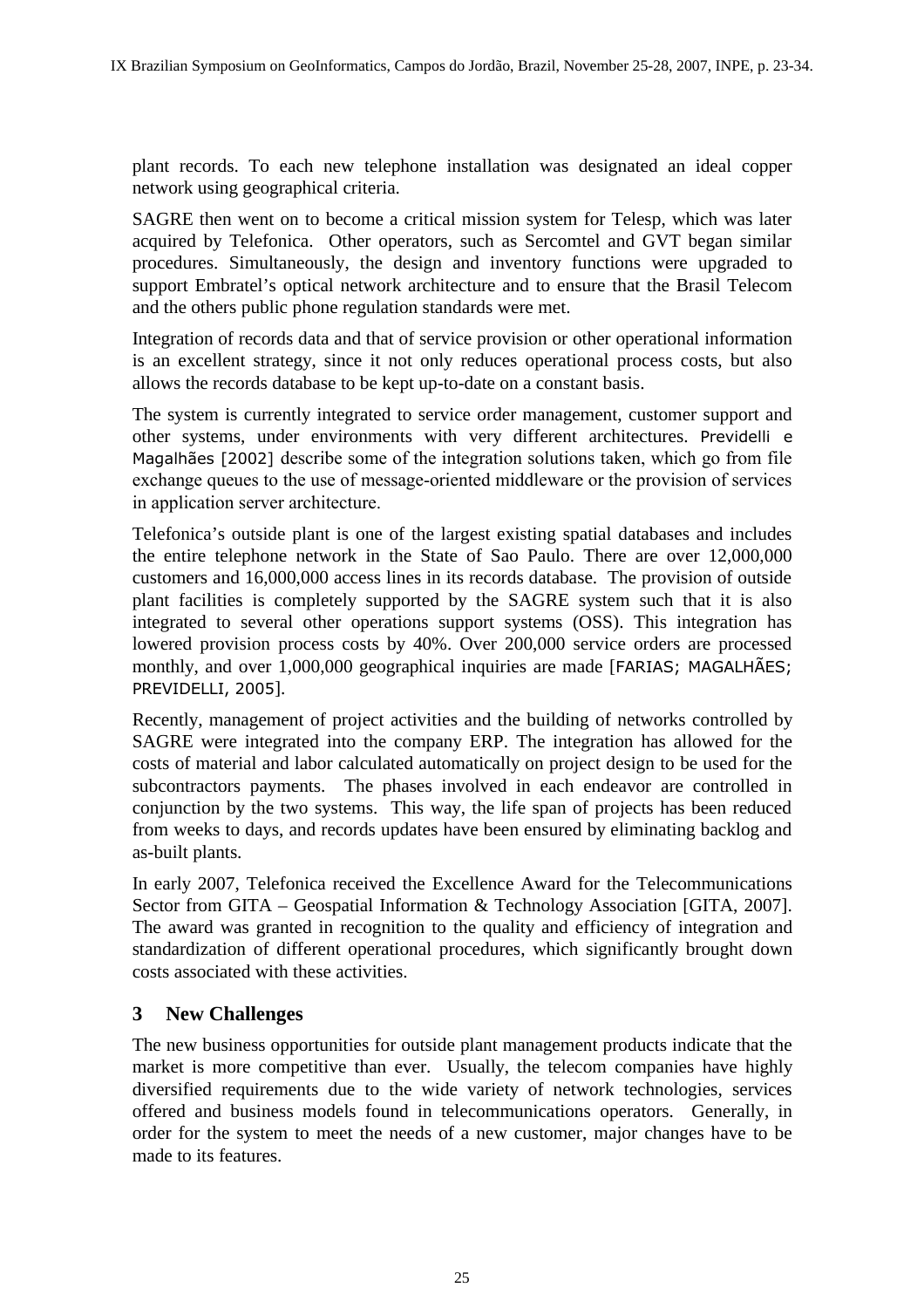plant records. To each new telephone installation was designated an ideal copper network using geographical criteria.

SAGRE then went on to become a critical mission system for Telesp, which was later acquired by Telefonica. Other operators, such as Sercomtel and GVT began similar procedures. Simultaneously, the design and inventory functions were upgraded to support Embratel's optical network architecture and to ensure that the Brasil Telecom and the others public phone regulation standards were met.

Integration of records data and that of service provision or other operational information is an excellent strategy, since it not only reduces operational process costs, but also allows the records database to be kept up-to-date on a constant basis.

The system is currently integrated to service order management, customer support and other systems, under environments with very different architectures. Previdelli e Magalhães [2002] describe some of the integration solutions taken, which go from file exchange queues to the use of message-oriented middleware or the provision of services in application server architecture.

Telefonica's outside plant is one of the largest existing spatial databases and includes the entire telephone network in the State of Sao Paulo. There are over 12,000,000 customers and 16,000,000 access lines in its records database. The provision of outside plant facilities is completely supported by the SAGRE system such that it is also integrated to several other operations support systems (OSS). This integration has lowered provision process costs by 40%. Over 200,000 service orders are processed monthly, and over 1,000,000 geographical inquiries are made [FARIAS; MAGALHÃES; PREVIDELLI, 2005].

Recently, management of project activities and the building of networks controlled by SAGRE were integrated into the company ERP. The integration has allowed for the costs of material and labor calculated automatically on project design to be used for the subcontractors payments. The phases involved in each endeavor are controlled in conjunction by the two systems. This way, the life span of projects has been reduced from weeks to days, and records updates have been ensured by eliminating backlog and as-built plants.

In early 2007, Telefonica received the Excellence Award for the Telecommunications Sector from GITA – Geospatial Information & Technology Association [GITA, 2007]. The award was granted in recognition to the quality and efficiency of integration and standardization of different operational procedures, which significantly brought down costs associated with these activities.

## 3 New Challenges

The new business opportunities for outside plant management products indicate that the market is more competitive than ever. Usually, the telecom companies have highly diversified requirements due to the wide variety of network technologies, services offered and business models found in telecommunications operators. Generally, in order for the system to meet the needs of a new customer, major changes have to be made to its features.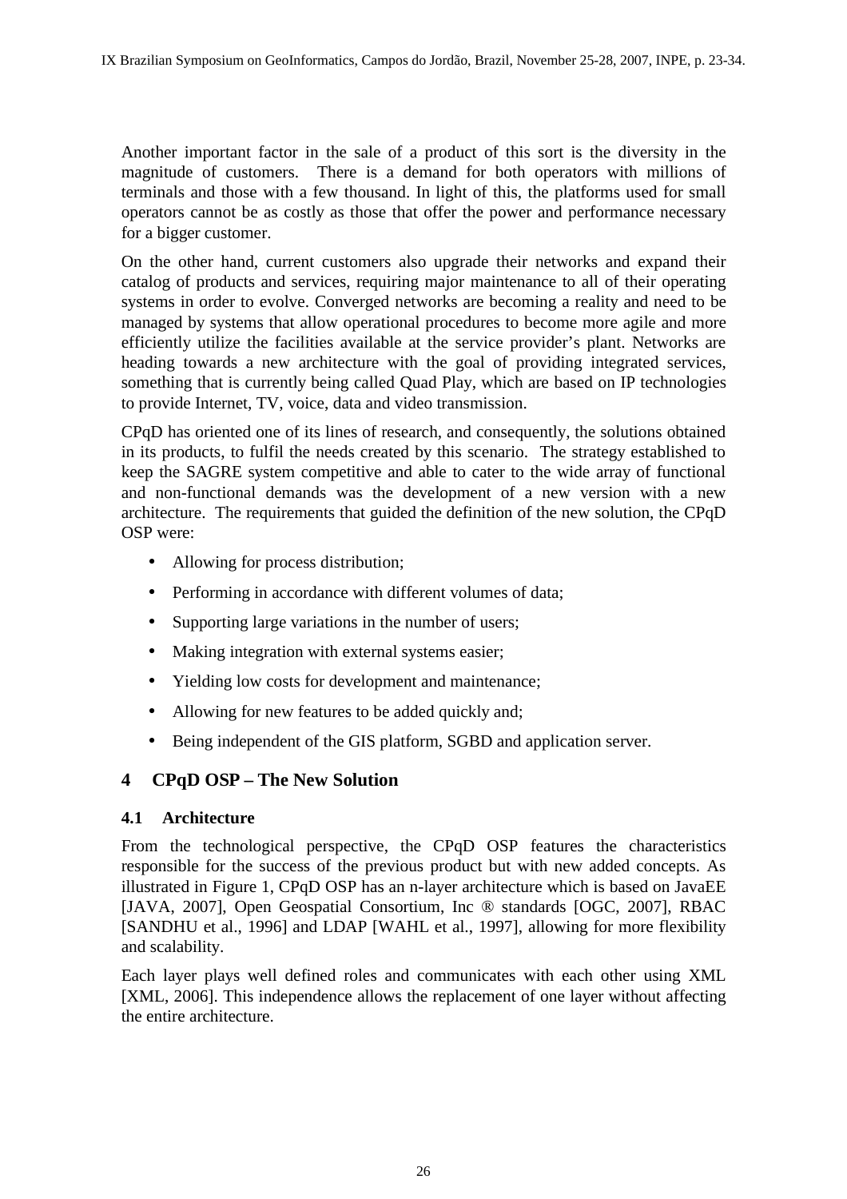Another important factor in the sale of a product of this sort is the diversity in the magnitude of customers. There is a demand for both operators with millions of terminals and those with a few thousand. In light of this, the platforms used for small operators cannot be as costly as those that offer the power and performance necessary for a bigger customer.

On the other hand, current customers also upgrade their networks and expand their catalog of products and services, requiring major maintenance to all of their operating systems in order to evolve. Converged networks are becoming a reality and need to be managed by systems that allow operational procedures to become more agile and more efficiently utilize the facilities available at the service provider's plant. Networks are heading towards a new architecture with the goal of providing integrated services, something that is currently being called Quad Play, which are based on IP technologies to provide Internet, TV, voice, data and video transmission.

CPqD has oriented one of its lines of research, and consequently, the solutions obtained in its products, to fulfil the needs created by this scenario. The strategy established to keep the SAGRE system competitive and able to cater to the wide array of functional and non-functional demands was the development of a new version with a new architecture. The requirements that guided the definition of the new solution, the CPqD OSP were:

- Allowing for process distribution;
- Performing in accordance with different volumes of data;
- Supporting large variations in the number of users;
- Making integration with external systems easier;
- Yielding low costs for development and maintenance;
- Allowing for new features to be added quickly and;
- Being independent of the GIS platform, SGBD and application server.

## 4 CPqD OSP – The New Solution

### 4.1 Architecture

From the technological perspective, the CPqD OSP features the characteristics responsible for the success of the previous product but with new added concepts. As illustrated in Figure 1, CPqD OSP has an n-layer architecture which is based on JavaEE [JAVA, 2007], Open Geospatial Consortium, Inc ® standards [OGC, 2007], RBAC [SANDHU et al., 1996] and LDAP [WAHL et al., 1997], allowing for more flexibility and scalability.

Each layer plays well defined roles and communicates with each other using XML [XML, 2006]. This independence allows the replacement of one layer without affecting the entire architecture.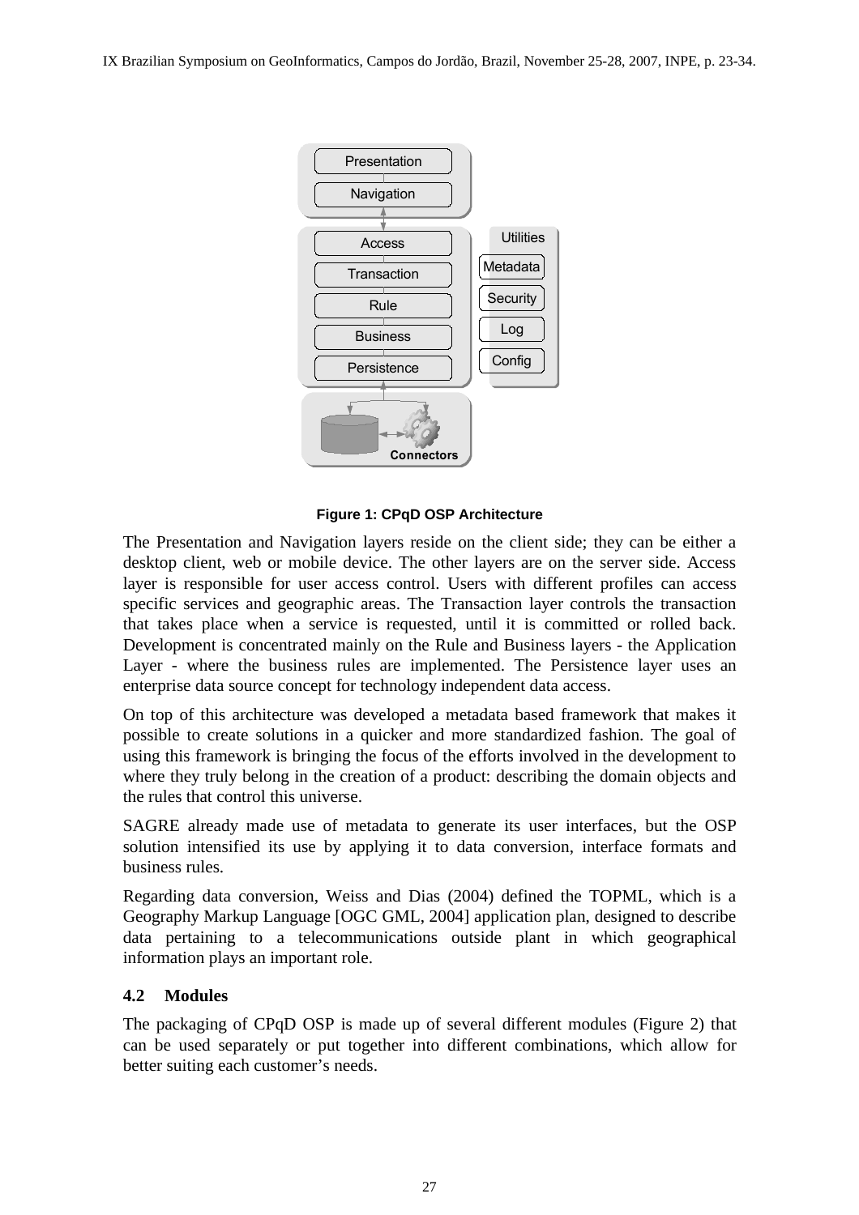Figure 1: CPqD OSP Architecture

The Presentation and Navigation layers reside on the client side; they can be either a desktop client, web or mobile device. The other layers are on the server side. Access layer is responsible for user access control. Users with different profiles can access specific services and geographic areas. The Transaction layer controls the transaction that takes place when a service is requested, until it is committed or rolled back. Development is concentrated mainly on the Rule and Business layers - the Application Layer - where the business rules are implemented. The Persistence layer uses an enterprise data source concept for technology independent data access.

On top of this architecture was developed a metadata based framework that makes it possible to create solutions in a quicker and more standardized fashion. The goal of using this framework is bringing the focus of the efforts involved in the development to where they truly belong in the creation of a product: describing the domain objects and the rules that control this universe.

SAGRE already made use of metadata to generate its user interfaces, but the OSP solution intensified its use by applying it to data conversion, interface formats and business rules.

Regarding data conversion, Weiss and Dias (2004) defined the TOPML, which is a Geography Markup Language [OGC GML, 2004] application plan, designed to describe data pertaining to a telecommunications outside plant in which geographical information plays an important role.

### 4.2 Modules

The packaging of CPqD OSP is made up of several different modules (Figure 2) that can be used separately or put together into different combinations, which allow for better suiting each customer's needs.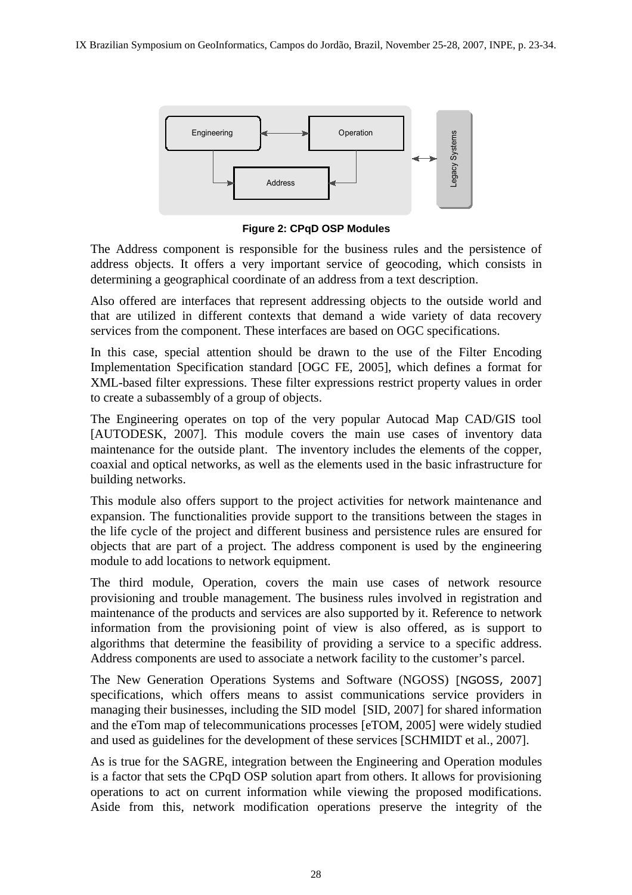Figure 2: CPqD OSP Modules

The Address component is responsible for the business rules and the persistence of address objects. It offers a very important service of geocoding, which consists in determining a geographical coordinate of an address from a text description.

Also offered are interfaces that represent addressing objects to the outside world and that are utilized in different contexts that demand a wide variety of data recovery services from the component. These interfaces are based on OGC specifications.

In this case, special attention should be drawn to the use of the Filter Encoding Implementation Specification standard [OGC FE, 2005], which defines a format for XML-based filter expressions. These filter expressions restrict property values in order to create a subassembly of a group of objects.

The Engineering operates on top of the very popular Autocad Map CAD/GIS tool [AUTODESK, 2007]. This module covers the main use cases of inventory data maintenance for the outside plant. The inventory includes the elements of the copper, coaxial and optical networks, as well as the elements used in the basic infrastructure for building networks.

This module also offers support to the project activities for network maintenance and expansion. The functionalities provide support to the transitions between the stages in the life cycle of the project and different business and persistence rules are ensured for objects that are part of a project. The address component is used by the engineering module to add locations to network equipment.

The third module, Operation, covers the main use cases of network resource provisioning and trouble management. The business rules involved in registration and maintenance of the products and services are also supported by it. Reference to network information from the provisioning point of view is also offered, as is support to algorithms that determine the feasibility of providing a service to a specific address. Address components are used to associate a network facility to the customer's parcel.

The New Generation Operations Systems and Software (NGOSS) [NGOSS, 2007] specifications, which offers means to assist communications service providers in managing their businesses, including the SID model [SID, 2007] for shared information and the eTom map of telecommunications processes [eTOM, 2005] were widely studied and used as guidelines for the development of these services [SCHMIDT et al., 2007].

As is true for the SAGRE, integration between the Engineering and Operation modules is a factor that sets the CPqD OSP solution apart from others. It allows for provisioning operations to act on current information while viewing the proposed modifications. Aside from this, network modification operations preserve the integrity of the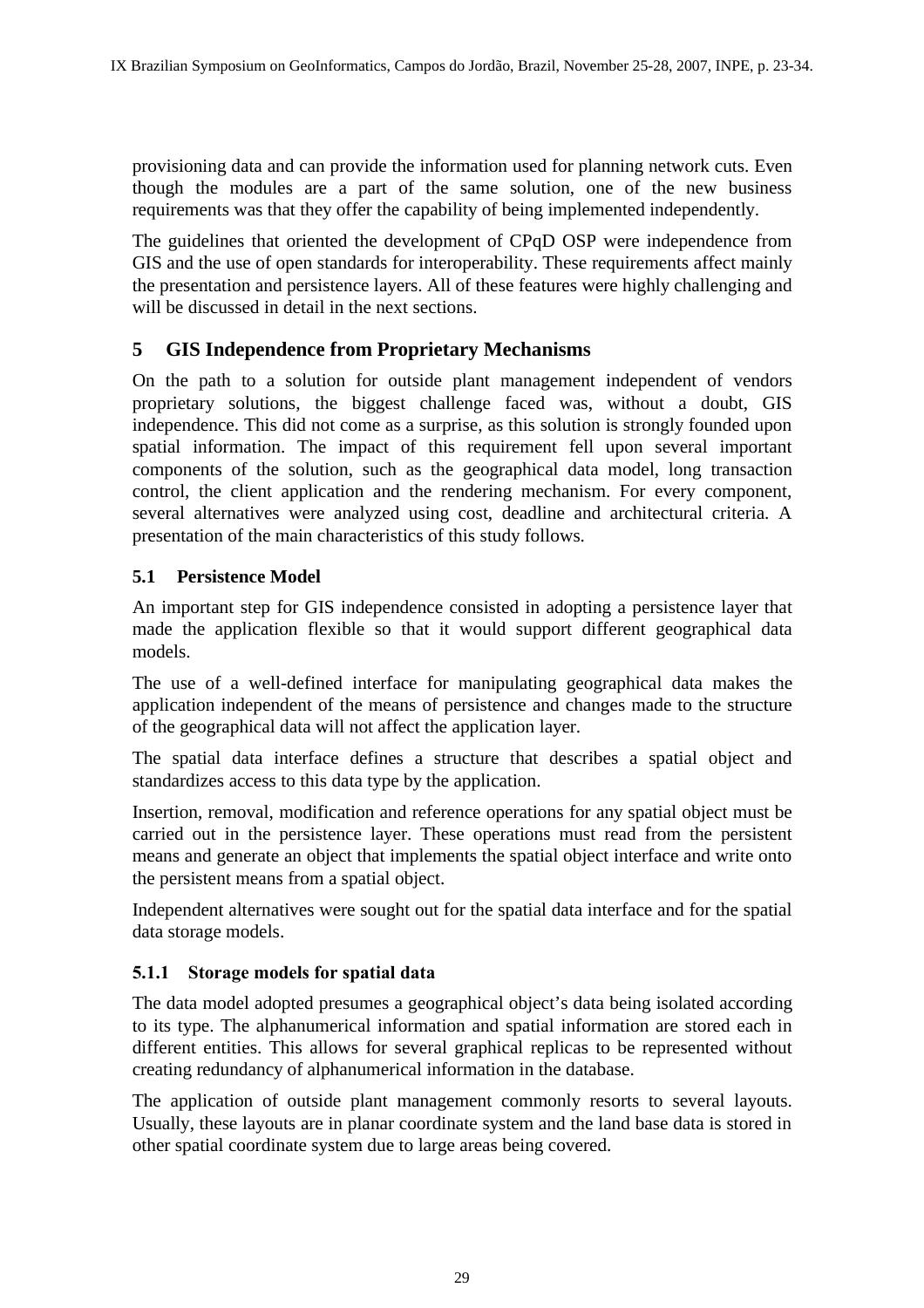provisioning data and can provide the information used for planning network cuts. Even though the modules are a part of the same solution, one of the new business requirements was that they offer the capability of being implemented independently.

The guidelines that oriented the development of CPqD OSP were independence from GIS and the use of open standards for interoperability. These requirements affect mainly the presentation and persistence layers. All of these features were highly challenging and will be discussed in detail in the next sections.

## 5 GIS Independence from Proprietary Mechanisms

On the path to a solution for outside plant management independent of vendors proprietary solutions, the biggest challenge faced was, without a doubt, GIS independence. This did not come as a surprise, as this solution is strongly founded upon spatial information. The impact of this requirement fell upon several important components of the solution, such as the geographical data model, long transaction control, the client application and the rendering mechanism. For every component, several alternatives were analyzed using cost, deadline and architectural criteria. A presentation of the main characteristics of this study follows.

### 5.1 Persistence Model

An important step for GIS independence consisted in adopting a persistence layer that made the application flexible so that it would support different geographical data models.

The use of a well-defined interface for manipulating geographical data makes the application independent of the means of persistence and changes made to the structure of the geographical data will not affect the application layer.

The spatial data interface defines a structure that describes a spatial object and standardizes access to this data type by the application.

Insertion, removal, modification and reference operations for any spatial object must be carried out in the persistence layer. These operations must read from the persistent means and generate an object that implements the spatial object interface and write onto the persistent means from a spatial object.

Independent alternatives were sought out for the spatial data interface and for the spatial data storage models.

#### 5.1.1 Storage models for spatial data

The data model adopted presumes a geographical object's data being isolated according to its type. The alphanumerical information and spatial information are stored each in different entities. This allows for several graphical replicas to be represented without creating redundancy of alphanumerical information in the database.

The application of outside plant management commonly resorts to several layouts. Usually, these layouts are in planar coordinate system and the land base data is stored in other spatial coordinate system due to large areas being covered.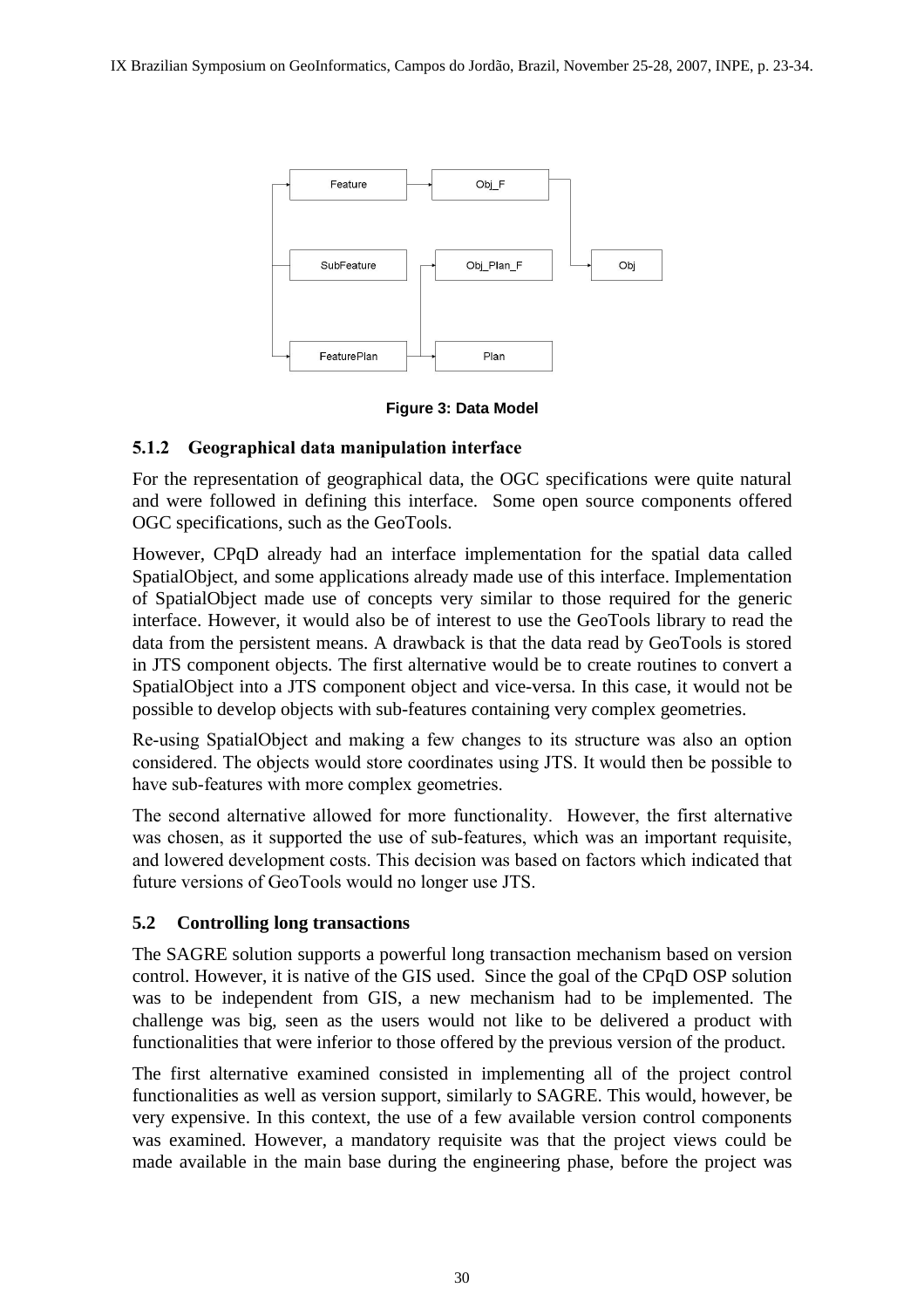Figure 3: Data Model

### 5.1.2 Geographical data manipulation interface

For the representation of geographical data, the OGC specifications were quite natural and were followed in defining this interface. Some open source components offered OGC specifications, such as the GeoTools.

However, CPqD already had an interface implementation for the spatial data called SpatialObject, and some applications already made use of this interface. Implementation of SpatialObject made use of concepts very similar to those required for the generic interface. However, it would also be of interest to use the GeoTools library to read the data from the persistent means. A drawback is that the data read by GeoTools is stored in JTS component objects. The first alternative would be to create routines to convert a SpatialObject into a JTS component object and vice-versa. In this case, it would not be possible to develop objects with sub-features containing very complex geometries.

Re-using SpatialObject and making a few changes to its structure was also an option considered. The objects would store coordinates using JTS. It would then be possible to have sub-features with more complex geometries.

The second alternative allowed for more functionality. However, the first alternative was chosen, as it supported the use of sub-features, which was an important requisite, and lowered development costs. This decision was based on factors which indicated that future versions of GeoTools would no longer use JTS.

## 5.2 Controlling long transactions

The SAGRE solution supports a powerful long transaction mechanism based on version control. However, it is native of the GIS used. Since the goal of the CPqD OSP solution was to be independent from GIS, a new mechanism had to be implemented. The challenge was big, seen as the users would not like to be delivered a product with functionalities that were inferior to those offered by the previous version of the product.

The first alternative examined consisted in implementing all of the project control functionalities as well as version support, similarly to SAGRE. This would, however, be very expensive. In this context, the use of a few available version control components was examined. However, a mandatory requisite was that the project views could be made available in the main base during the engineering phase, before the project was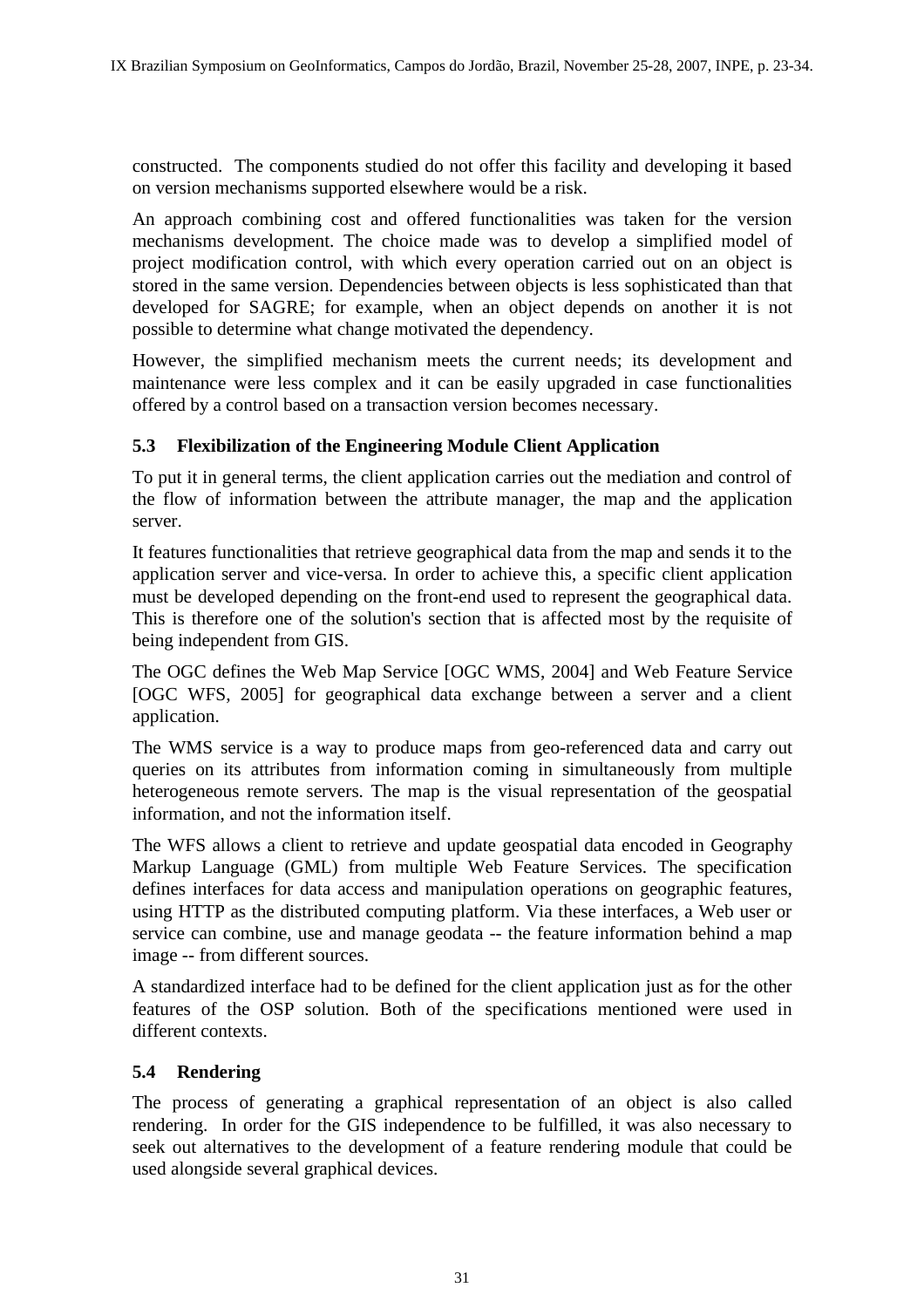constructed. The components studied do not offer this facility and developing it based on version mechanisms supported elsewhere would be a risk.

An approach combining cost and offered functionalities was taken for the version mechanisms development. The choice made was to develop a simplified model of project modification control, with which every operation carried out on an object is stored in the same version. Dependencies between objects is less sophisticated than that developed for SAGRE; for example, when an object depends on another it is not possible to determine what change motivated the dependency.

However, the simplified mechanism meets the current needs; its development and maintenance were less complex and it can be easily upgraded in case functionalities offered by a control based on a transaction version becomes necessary.

### 5.3 Flexibilization of the Engineering Module Client Application

To put it in general terms, the client application carries out the mediation and control of the flow of information between the attribute manager, the map and the application server.

It features functionalities that retrieve geographical data from the map and sends it to the application server and vice-versa. In order to achieve this, a specific client application must be developed depending on the front-end used to represent the geographical data. This is therefore one of the solution's section that is affected most by the requisite of being independent from GIS.

The OGC defines the Web Map Service [OGC WMS, 2004] and Web Feature Service [OGC WFS, 2005] for geographical data exchange between a server and a client application.

The WMS service is a way to produce maps from geo-referenced data and carry out queries on its attributes from information coming in simultaneously from multiple heterogeneous remote servers. The map is the visual representation of the geospatial information, and not the information itself.

The WFS allows a client to retrieve and update geospatial data encoded in Geography Markup Language (GML) from multiple Web Feature Services. The specification defines interfaces for data access and manipulation operations on geographic features, using HTTP as the distributed computing platform. Via these interfaces, a Web user or service can combine, use and manage geodata -- the feature information behind a map image -- from different sources.

A standardized interface had to be defined for the client application just as for the other features of the OSP solution. Both of the specifications mentioned were used in different contexts.

### 5.4 Rendering

The process of generating a graphical representation of an object is also called rendering. In order for the GIS independence to be fulfilled, it was also necessary to seek out alternatives to the development of a feature rendering module that could be used alongside several graphical devices.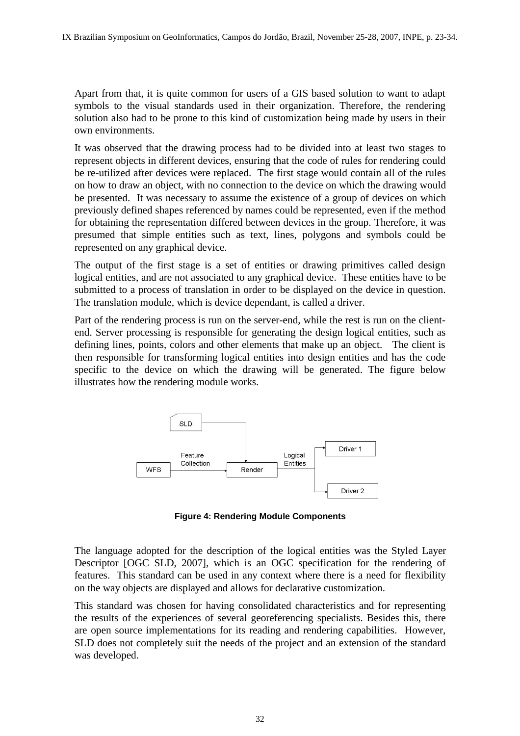Apart from that, it is quite common for users of a GIS based solution to want to adapt symbols to the visual standards used in their organization. Therefore, the rendering solution also had to be prone to this kind of customization being made by users in their own environments.

It was observed that the drawing process had to be divided into at least two stages to represent objects in different devices, ensuring that the code of rules for rendering could be re-utilized after devices were replaced. The first stage would contain all of the rules on how to draw an object, with no connection to the device on which the drawing would be presented. It was necessary to assume the existence of a group of devices on which previously defined shapes referenced by names could be represented, even if the method for obtaining the representation differed between devices in the group. Therefore, it was presumed that simple entities such as text, lines, polygons and symbols could be represented on any graphical device.

The output of the first stage is a set of entities or drawing primitives called design logical entities, and are not associated to any graphical device. These entities have to be submitted to a process of translation in order to be displayed on the device in question. The translation module, which is device dependant, is called a driver.

Part of the rendering process is run on the server-end, while the rest is run on the client-end. Server processing is responsible for generating the design logical entities, such as defining lines, points, colors and other elements that make up an object. The client is then responsible for transforming logical entities into design entities and has the code specific to the device on which the drawing will be generated. The figure below illustrates how the rendering module works.

**Figure 4: Rendering Module Components**

The language adopted for the description of the logical entities was the Styled Layer Descriptor [OGC SLD, 2007], which is an OGC specification for the rendering of features. This standard can be used in any context where there is a need for flexibility on the way objects are displayed and allows for declarative customization.

This standard was chosen for having consolidated characteristics and for representing the results of the experiences of several georeferencing specialists. Besides this, there are open source implementations for its reading and rendering capabilities. However, SLD does not completely suit the needs of the project and an extension of the standard was developed.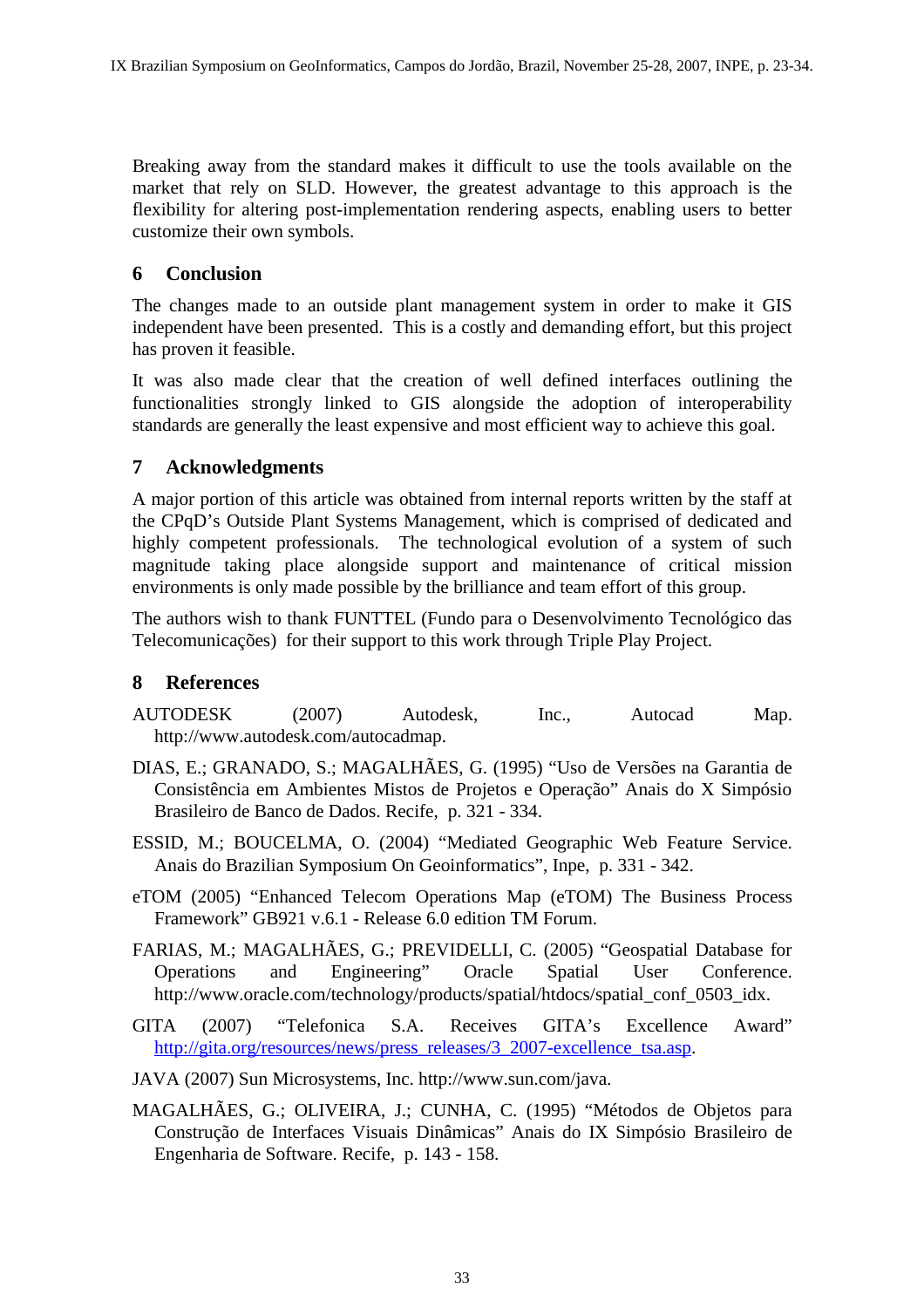Breaking away from the standard makes it difficult to use the tools available on the market that rely on SLD. However, the greatest advantage to this approach is the flexibility for altering post-implementation rendering aspects, enabling users to better customize their own symbols.

## 6 Conclusion

The changes made to an outside plant management system in order to make it GIS independent have been presented. This is a costly and demanding effort, but this project has proven it feasible.

It was also made clear that the creation of well defined interfaces outlining the functionalities strongly linked to GIS alongside the adoption of interoperability standards are generally the least expensive and most efficient way to achieve this goal.

## 7 Acknowledgments

A major portion of this article was obtained from internal reports written by the staff at the CPqD's Outside Plant Systems Management, which is comprised of dedicated and highly competent professionals. The technological evolution of a system of such magnitude taking place alongside support and maintenance of critical mission environments is only made possible by the brilliance and team effort of this group.

The authors wish to thank FUNTTEL (Fundo para o Desenvolvimento Tecnológico das Telecomunicações) for their support to this work through Triple Play Project.

## 8 References

AUTODESK (2007) Autodesk, Inc., Autocad Map. http://www.autodesk.com/autocadmap.

DIAS, E.; GRANADO, S.; MAGALHÃES, G. (1995) "Uso de Versões na Garantia de Consistência em Ambientes Mistos de Projetos e Operação" Anais do X Simpósio Brasileiro de Banco de Dados. Recife, p. 321 - 334.

ESSID, M.; BOUCELMA, O. (2004) "Mediated Geographic Web Feature Service. Anais do Brazilian Symposium On Geoinformatics", Inpe, p. 331 - 342.

eTOM (2005) "Enhanced Telecom Operations Map (eTOM) The Business Process Framework" GB921 v.6.1 - Release 6.0 edition TM Forum.

FARIAS, M.; MAGALHÃES, G.; PREVIDELLI, C. (2005) "Geospatial Database for Operations and Engineering" Oracle Spatial User Conference. http://www.oracle.com/technology/products/spatial/htdocs/spatial_conf_0503_idx.

GITA (2007) "Telefonica S.A. Receives GITA's Excellence Award" http://gita.org/resources/news/press_releases/3_2007-excellence_tsa.asp.

JAVA (2007) Sun Microsystems, Inc. http://www.sun.com/java.

MAGALHÃES, G.; OLIVEIRA, J.; CUNHA, C. (1995) "Métodos de Objetos para Construção de Interfaces Visuais Dinâmicas" Anais do IX Simpósio Brasileiro de Engenharia de Software. Recife, p. 143 - 158.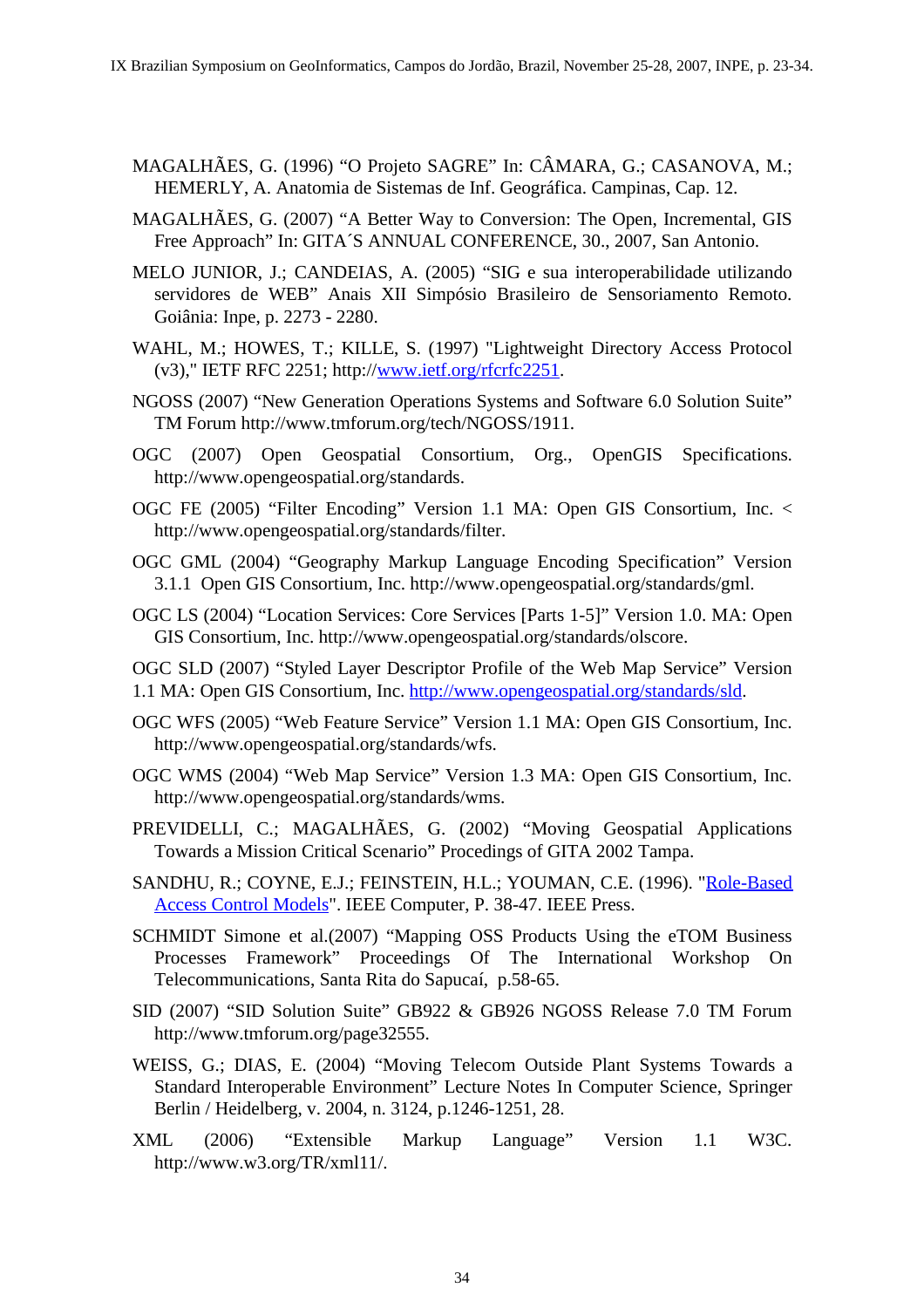MAGALHÃES, G. (1996) “O Projeto SAGRE” In: CÂMARA, G.; CASANOVA, M.; HEMERLY, A. Anatomia de Sistemas de Inf. Geográfica. Campinas, Cap. 12.

MAGALHÃES, G. (2007) “A Better Way to Conversion: The Open, Incremental, GIS Free Approach” In: GITA´S ANNUAL CONFERENCE, 30., 2007, San Antonio.

MELO JUNIOR, J.; CANDEIAS, A. (2005) “SIG e sua interoperabilidade utilizando servidores de WEB” Anais XII Simpósio Brasileiro de Sensoriamento Remoto. Goiânia: Inpe, p. 2273 - 2280.

WAHL, M.; HOWES, T.; KILLE, S. (1997) "Lightweight Directory Access Protocol (v3)," IETF RFC 2251; http://www.ietf.org/rfcrfc2251.

NGOSS (2007) “New Generation Operations Systems and Software 6.0 Solution Suite” TM Forum http://www.tmforum.org/tech/NGOSS/1911.

OGC (2007) Open Geospatial Consortium, Org., OpenGIS Specifications. http://www.opengeospatial.org/standards.

OGC FE (2005) “Filter Encoding” Version 1.1 MA: Open GIS Consortium, Inc. < http://www.opengeospatial.org/standards/filter.

OGC GML (2004) “Geography Markup Language Encoding Specification” Version 3.1.1 Open GIS Consortium, Inc. http://www.opengeospatial.org/standards/gml.

OGC LS (2004) “Location Services: Core Services [Parts 1-5]” Version 1.0. MA: Open GIS Consortium, Inc. http://www.opengeospatial.org/standards/olscore.

OGC SLD (2007) “Styled Layer Descriptor Profile of the Web Map Service” Version 1.1 MA: Open GIS Consortium, Inc. http://www.opengeospatial.org/standards/sld.

OGC WFS (2005) “Web Feature Service” Version 1.1 MA: Open GIS Consortium, Inc. http://www.opengeospatial.org/standards/wfs.

OGC WMS (2004) “Web Map Service” Version 1.3 MA: Open GIS Consortium, Inc. http://www.opengeospatial.org/standards/wms.

PREVIDELLI, C.; MAGALHÃES, G. (2002) “Moving Geospatial Applications Towards a Mission Critical Scenario” Procedings of GITA 2002 Tampa.

SANDHU, R.; COYNE, E.J.; FEINSTEIN, H.L.; YOUMAN, C.E. (1996). "Role-Based Access Control Models". IEEE Computer, P. 38-47. IEEE Press.

SCHMIDT Simone et al.(2007) “Mapping OSS Products Using the eTOM Business Processes Framework” Proceedings Of The International Workshop On Telecommunications, Santa Rita do Sapucaí, p.58-65.

SID (2007) “SID Solution Suite” GB922 & GB926 NGOSS Release 7.0 TM Forum http://www.tmforum.org/page32555.

WEISS, G.; DIAS, E. (2004) “Moving Telecom Outside Plant Systems Towards a Standard Interoperable Environment” Lecture Notes In Computer Science, Springer Berlin / Heidelberg, v. 2004, n. 3124, p.1246-1251, 28.

XML (2006) “Extensible Markup Language” Version 1.1 W3C. http://www.w3.org/TR/xml11/.